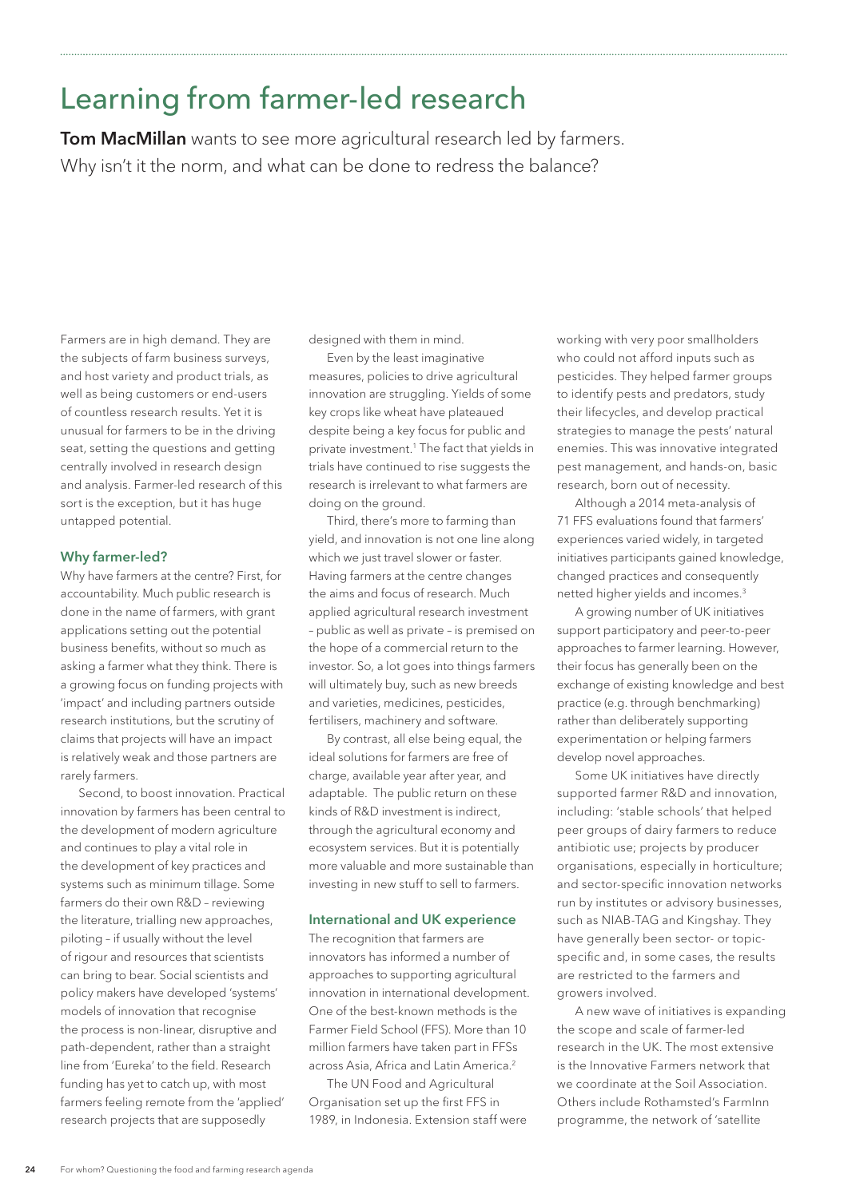# Learning from farmer-led research

**Tom MacMillan** wants to see more agricultural research led by farmers. Why isn't it the norm, and what can be done to redress the balance?

Farmers are in high demand. They are the subjects of farm business surveys, and host variety and product trials, as well as being customers or end-users of countless research results. Yet it is unusual for farmers to be in the driving seat, setting the questions and getting centrally involved in research design and analysis. Farmer-led research of this sort is the exception, but it has huge untapped potential.

## Why farmer-led?

Why have farmers at the centre? First, for accountability. Much public research is done in the name of farmers, with grant applications setting out the potential business benefits, without so much as asking a farmer what they think. There is a growing focus on funding projects with 'impact' and including partners outside research institutions, but the scrutiny of claims that projects will have an impact is relatively weak and those partners are rarely farmers.

Second, to boost innovation. Practical innovation by farmers has been central to the development of modern agriculture and continues to play a vital role in the development of key practices and systems such as minimum tillage. Some farmers do their own R&D – reviewing the literature, trialling new approaches, piloting – if usually without the level of rigour and resources that scientists can bring to bear. Social scientists and policy makers have developed 'systems' models of innovation that recognise the process is non-linear, disruptive and path-dependent, rather than a straight line from 'Eureka' to the field. Research funding has yet to catch up, with most farmers feeling remote from the 'applied' research projects that are supposedly designed with them in mind.

Even by the least imaginative measures, policies to drive agricultural innovation are struggling. Yields of some key crops like wheat have plateaued despite being a key focus for public and private investment.[1] The fact that yields in trials have continued to rise suggests the research is irrelevant to what farmers are doing on the ground.

Third, there's more to farming than yield, and innovation is not one line along which we just travel slower or faster. Having farmers at the centre changes the aims and focus of research. Much applied agricultural research investment – public as well as private – is premised on the hope of a commercial return to the investor. So, a lot goes into things farmers will ultimately buy, such as new breeds and varieties, medicines, pesticides, fertilisers, machinery and software.

By contrast, all else being equal, the ideal solutions for farmers are free of charge, available year after year, and adaptable. The public return on these kinds of R&D investment is indirect, through the agricultural economy and ecosystem services. But it is potentially more valuable and more sustainable than investing in new stuff to sell to farmers.

## International and UK experience

The recognition that farmers are innovators has informed a number of approaches to supporting agricultural innovation in international development. One of the best-known methods is the Farmer Field School (FFS). More than 10 million farmers have taken part in FFSs across Asia, Africa and Latin America.[2]

The UN Food and Agricultural Organisation set up the first FFS in 1989, in Indonesia. Extension staff were working with very poor smallholders who could not afford inputs such as pesticides. They helped farmer groups to identify pests and predators, study their lifecycles, and develop practical strategies to manage the pests' natural enemies. This was innovative integrated pest management, and hands-on, basic research, born out of necessity.

Although a 2014 meta-analysis of 71 FFS evaluations found that farmers' experiences varied widely, in targeted initiatives participants gained knowledge, changed practices and consequently netted higher yields and incomes.[3]

A growing number of UK initiatives support participatory and peer-to-peer approaches to farmer learning. However, their focus has generally been on the exchange of existing knowledge and best practice (e.g. through benchmarking) rather than deliberately supporting experimentation or helping farmers develop novel approaches.

Some UK initiatives have directly supported farmer R&D and innovation, including: 'stable schools' that helped peer groups of dairy farmers to reduce antibiotic use; projects by producer organisations, especially in horticulture; and sector-specific innovation networks run by institutes or advisory businesses, such as NIAB-TAG and Kingshay. They have generally been sector- or topic-specific and, in some cases, the results are restricted to the farmers and growers involved.

A new wave of initiatives is expanding the scope and scale of farmer-led research in the UK. The most extensive is the Innovative Farmers network that we coordinate at the Soil Association. Others include Rothamsted's FarmInn programme, the network of 'satellite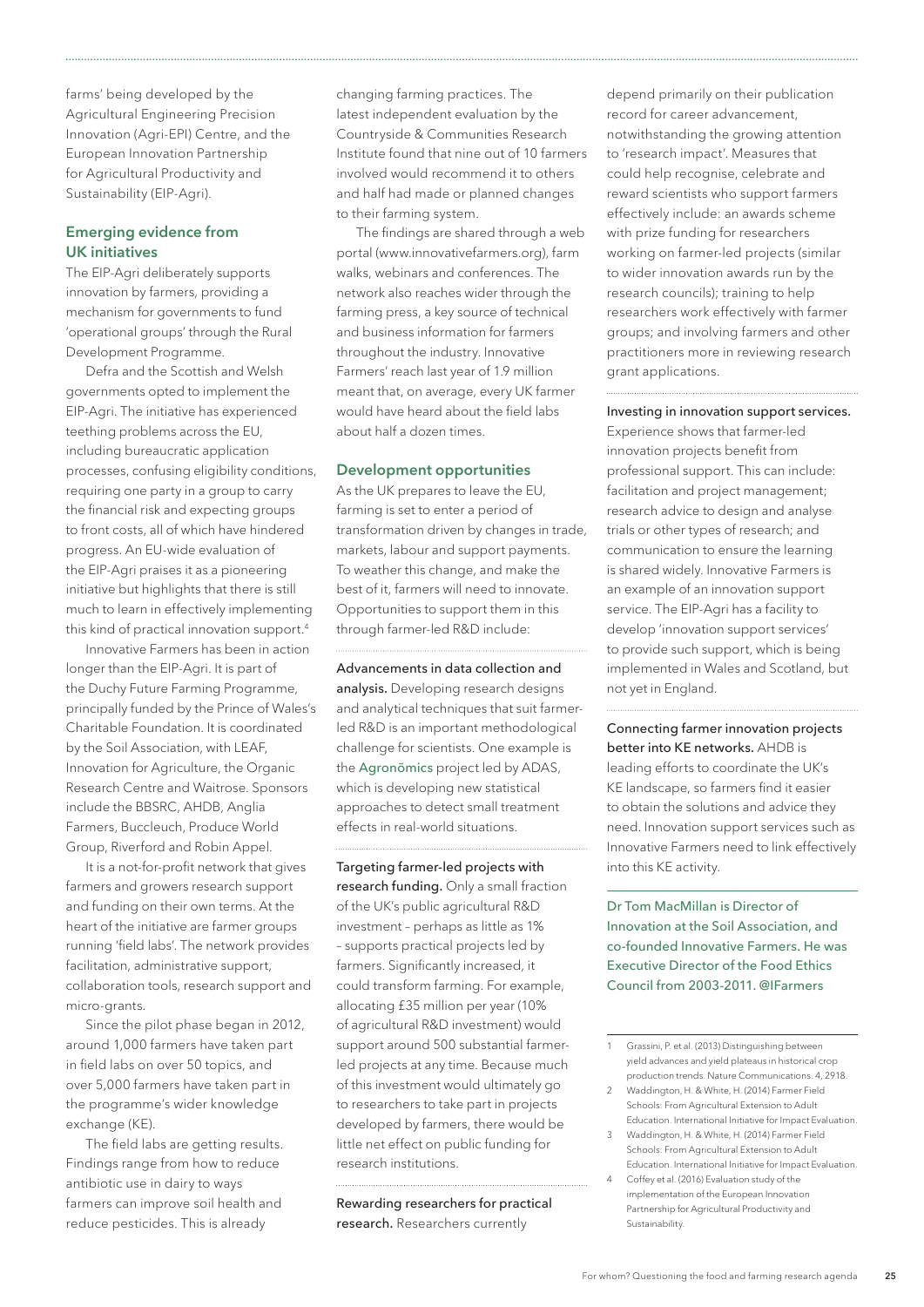farms' being developed by the Agricultural Engineering Precision Innovation (Agri-EPI) Centre, and the European Innovation Partnership for Agricultural Productivity and Sustainability (EIP-Agri).

## Emerging evidence from UK initiatives

The EIP-Agri deliberately supports innovation by farmers, providing a mechanism for governments to fund 'operational groups' through the Rural Development Programme.

Defra and the Scottish and Welsh governments opted to implement the EIP-Agri. The initiative has experienced teething problems across the EU, including bureaucratic application processes, confusing eligibility conditions, requiring one party in a group to carry the financial risk and expecting groups to front costs, all of which have hindered progress. An EU-wide evaluation of the EIP-Agri praises it as a pioneering initiative but highlights that there is still much to learn in effectively implementing this kind of practical innovation support.[4]

Innovative Farmers has been in action longer than the EIP-Agri. It is part of the Duchy Future Farming Programme, principally funded by the Prince of Wales's Charitable Foundation. It is coordinated by the Soil Association, with LEAF, Innovation for Agriculture, the Organic Research Centre and Waitrose. Sponsors include the BBSRC, AHDB, Anglia Farmers, Buccleuch, Produce World Group, Riverford and Robin Appel.

It is a not-for-profit network that gives farmers and growers research support and funding on their own terms. At the heart of the initiative are farmer groups running 'field labs'. The network provides facilitation, administrative support, collaboration tools, research support and micro-grants.

Since the pilot phase began in 2012, around 1,000 farmers have taken part in field labs on over 50 topics, and over 5,000 farmers have taken part in the programme's wider knowledge exchange (KE).

The field labs are getting results. Findings range from how to reduce antibiotic use in dairy to ways farmers can improve soil health and reduce pesticides. This is already changing farming practices. The latest independent evaluation by the Countryside & Communities Research Institute found that nine out of 10 farmers involved would recommend it to others and half had made or planned changes to their farming system.

The findings are shared through a web portal (www.innovativefarmers.org), farm walks, webinars and conferences. The network also reaches wider through the farming press, a key source of technical and business information for farmers throughout the industry. Innovative Farmers' reach last year of 1.9 million meant that, on average, every UK farmer would have heard about the field labs about half a dozen times.

## Development opportunities

As the UK prepares to leave the EU, farming is set to enter a period of transformation driven by changes in trade, markets, labour and support payments. To weather this change, and make the best of it, farmers will need to innovate. Opportunities to support them in this through farmer-led R&D include:

**Advancements in data collection and analysis.** Developing research designs and analytical techniques that suit farmer-led R&D is an important methodological challenge for scientists. One example is the Agronōmics project led by ADAS, which is developing new statistical approaches to detect small treatment effects in real-world situations.

**Targeting farmer-led projects with research funding.** Only a small fraction of the UK's public agricultural R&D investment – perhaps as little as 1% – supports practical projects led by farmers. Significantly increased, it could transform farming. For example, allocating £35 million per year (10% of agricultural R&D investment) would support around 500 substantial farmer-led projects at any time. Because much of this investment would ultimately go to researchers to take part in projects developed by farmers, there would be little net effect on public funding for research institutions.

**Rewarding researchers for practical research.** Researchers currently depend primarily on their publication record for career advancement, notwithstanding the growing attention to 'research impact'. Measures that could help recognise, celebrate and reward scientists who support farmers effectively include: an awards scheme with prize funding for researchers working on farmer-led projects (similar to wider innovation awards run by the research councils); training to help researchers work effectively with farmer groups; and involving farmers and other practitioners more in reviewing research grant applications.

**Investing in innovation support services.** Experience shows that farmer-led innovation projects benefit from professional support. This can include: facilitation and project management; research advice to design and analyse trials or other types of research; and communication to ensure the learning is shared widely. Innovative Farmers is an example of an innovation support service. The EIP-Agri has a facility to develop 'innovation support services' to provide such support, which is being implemented in Wales and Scotland, but not yet in England.

**Connecting farmer innovation projects better into KE networks.** AHDB is leading efforts to coordinate the UK's KE landscape, so farmers find it easier to obtain the solutions and advice they need. Innovation support services such as Innovative Farmers need to link effectively into this KE activity.

Dr Tom MacMillan is Director of Innovation at the Soil Association, and co-founded Innovative Farmers. He was Executive Director of the Food Ethics Council from 2003-2011. @IFarmers

1. Grassini, P. et al. (2013) Distinguishing between yield advances and yield plateaus in historical crop production trends. Nature Communications. 4, 2918.
2. Waddington, H. & White, H. (2014) Farmer Field Schools: From Agricultural Extension to Adult Education. International Initiative for Impact Evaluation.
3. Waddington, H. & White, H. (2014) Farmer Field Schools: From Agricultural Extension to Adult Education. International Initiative for Impact Evaluation.
4. Coffey et al. (2016) Evaluation study of the implementation of the European Innovation Partnership for Agricultural Productivity and Sustainability.